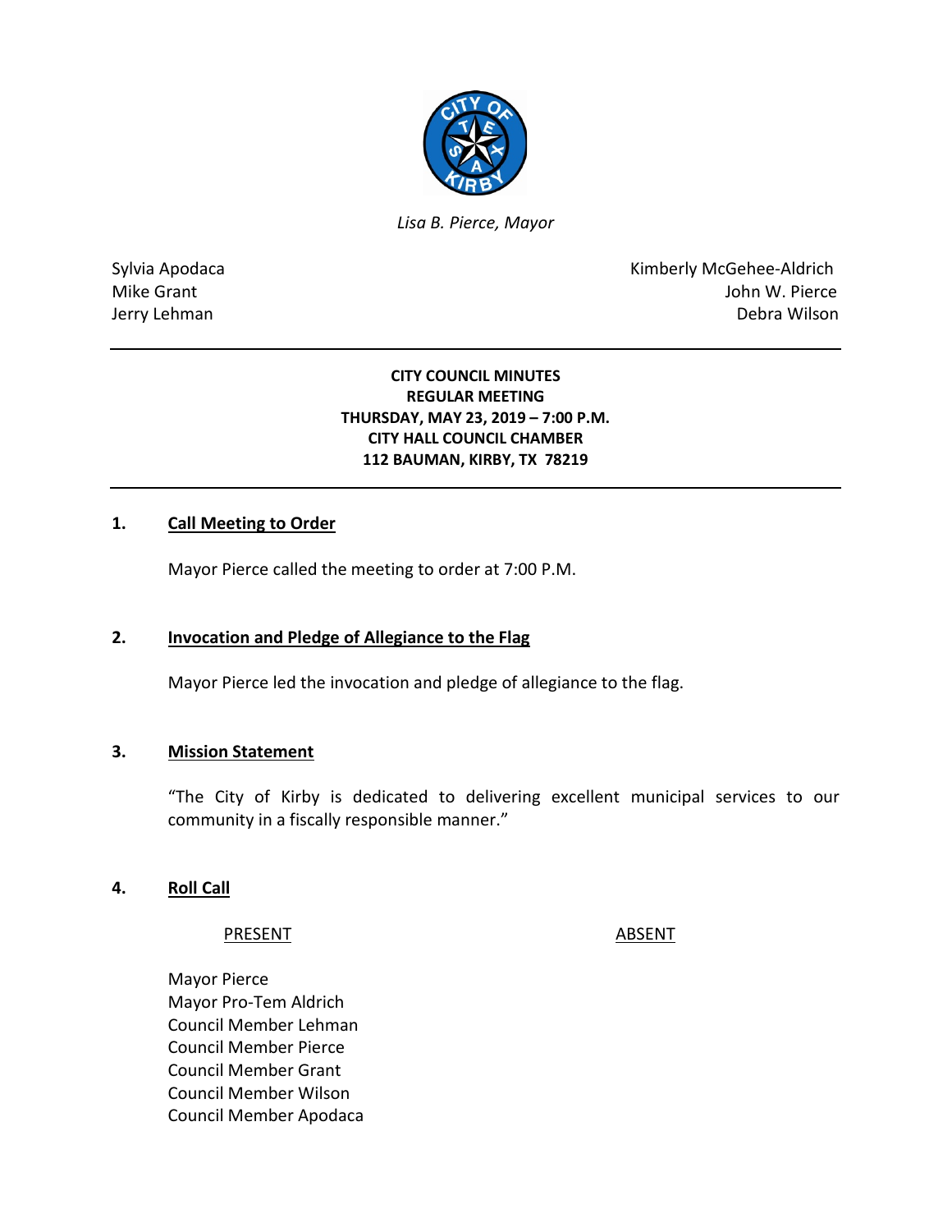*Lisa B. Pierce, Mayor*

Sylvia Apodaca
Mike Grant
Jerry Lehman

Kimberly McGehee-Aldrich
John W. Pierce
Debra Wilson

**CITY COUNCIL MINUTES**
**REGULAR MEETING**
**THURSDAY, MAY 23, 2019 – 7:00 P.M.**
**CITY HALL COUNCIL CHAMBER**
**112 BAUMAN, KIRBY, TX 78219**

## 1. Call Meeting to Order

Mayor Pierce called the meeting to order at 7:00 P.M.

## 2. Invocation and Pledge of Allegiance to the Flag

Mayor Pierce led the invocation and pledge of allegiance to the flag.

## 3. Mission Statement

"The City of Kirby is dedicated to delivering excellent municipal services to our community in a fiscally responsible manner."

## 4. Roll Call

| PRESENT | ABSENT |
|---|---|
| Mayor Pierce | |
| Mayor Pro-Tem Aldrich | |
| Council Member Lehman | |
| Council Member Pierce | |
| Council Member Grant | |
| Council Member Wilson | |
| Council Member Apodaca | |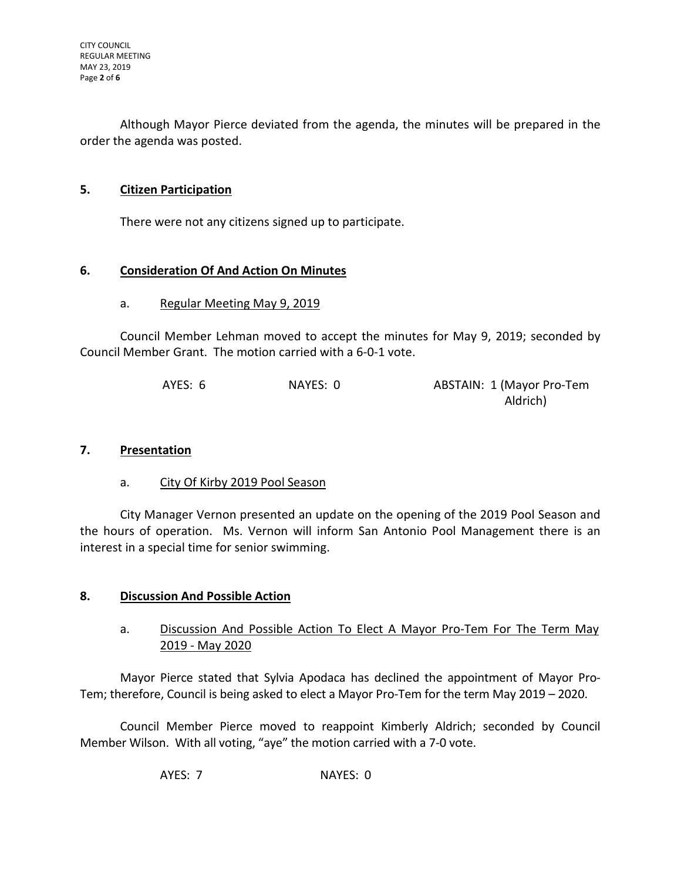Although Mayor Pierce deviated from the agenda, the minutes will be prepared in the order the agenda was posted.

## 5. Citizen Participation

There were not any citizens signed up to participate.

## 6. Consideration Of And Action On Minutes

### a. Regular Meeting May 9, 2019

Council Member Lehman moved to accept the minutes for May 9, 2019; seconded by Council Member Grant. The motion carried with a 6-0-1 vote.

AYES: 6 NAYES: 0 ABSTAIN: 1 (Mayor Pro-Tem Aldrich)

## 7. Presentation

### a. City Of Kirby 2019 Pool Season

City Manager Vernon presented an update on the opening of the 2019 Pool Season and the hours of operation. Ms. Vernon will inform San Antonio Pool Management there is an interest in a special time for senior swimming.

## 8. Discussion And Possible Action

### a. Discussion And Possible Action To Elect A Mayor Pro-Tem For The Term May 2019 - May 2020

Mayor Pierce stated that Sylvia Apodaca has declined the appointment of Mayor Pro-Tem; therefore, Council is being asked to elect a Mayor Pro-Tem for the term May 2019 – 2020.

Council Member Pierce moved to reappoint Kimberly Aldrich; seconded by Council Member Wilson. With all voting, "aye" the motion carried with a 7-0 vote.

AYES: 7 NAYES: 0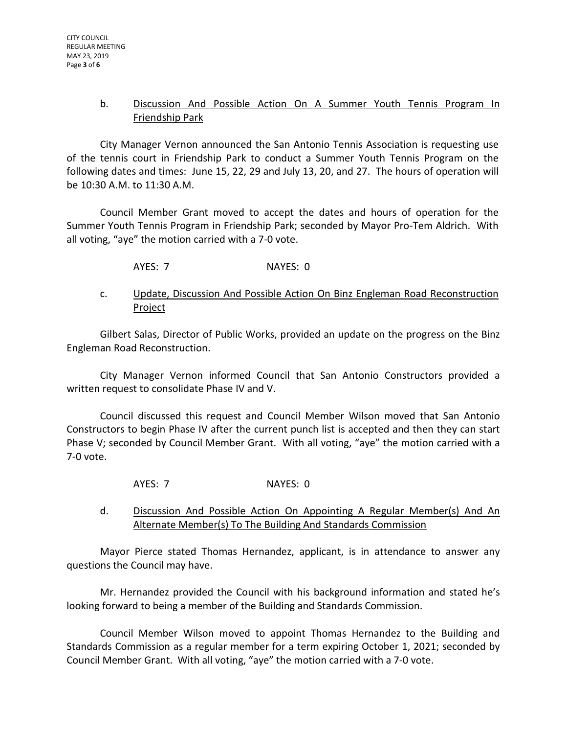b. <u>Discussion And Possible Action On A Summer Youth Tennis Program In Friendship Park</u>

City Manager Vernon announced the San Antonio Tennis Association is requesting use of the tennis court in Friendship Park to conduct a Summer Youth Tennis Program on the following dates and times: June 15, 22, 29 and July 13, 20, and 27. The hours of operation will be 10:30 A.M. to 11:30 A.M.

Council Member Grant moved to accept the dates and hours of operation for the Summer Youth Tennis Program in Friendship Park; seconded by Mayor Pro-Tem Aldrich. With all voting, "aye" the motion carried with a 7-0 vote.

AYES: 7 NAYES: 0

c. <u>Update, Discussion And Possible Action On Binz Engleman Road Reconstruction Project</u>

Gilbert Salas, Director of Public Works, provided an update on the progress on the Binz Engleman Road Reconstruction.

City Manager Vernon informed Council that San Antonio Constructors provided a written request to consolidate Phase IV and V.

Council discussed this request and Council Member Wilson moved that San Antonio Constructors to begin Phase IV after the current punch list is accepted and then they can start Phase V; seconded by Council Member Grant. With all voting, "aye" the motion carried with a 7-0 vote.

AYES: 7 NAYES: 0

d. <u>Discussion And Possible Action On Appointing A Regular Member(s) And An Alternate Member(s) To The Building And Standards Commission</u>

Mayor Pierce stated Thomas Hernandez, applicant, is in attendance to answer any questions the Council may have.

Mr. Hernandez provided the Council with his background information and stated he's looking forward to being a member of the Building and Standards Commission.

Council Member Wilson moved to appoint Thomas Hernandez to the Building and Standards Commission as a regular member for a term expiring October 1, 2021; seconded by Council Member Grant. With all voting, "aye" the motion carried with a 7-0 vote.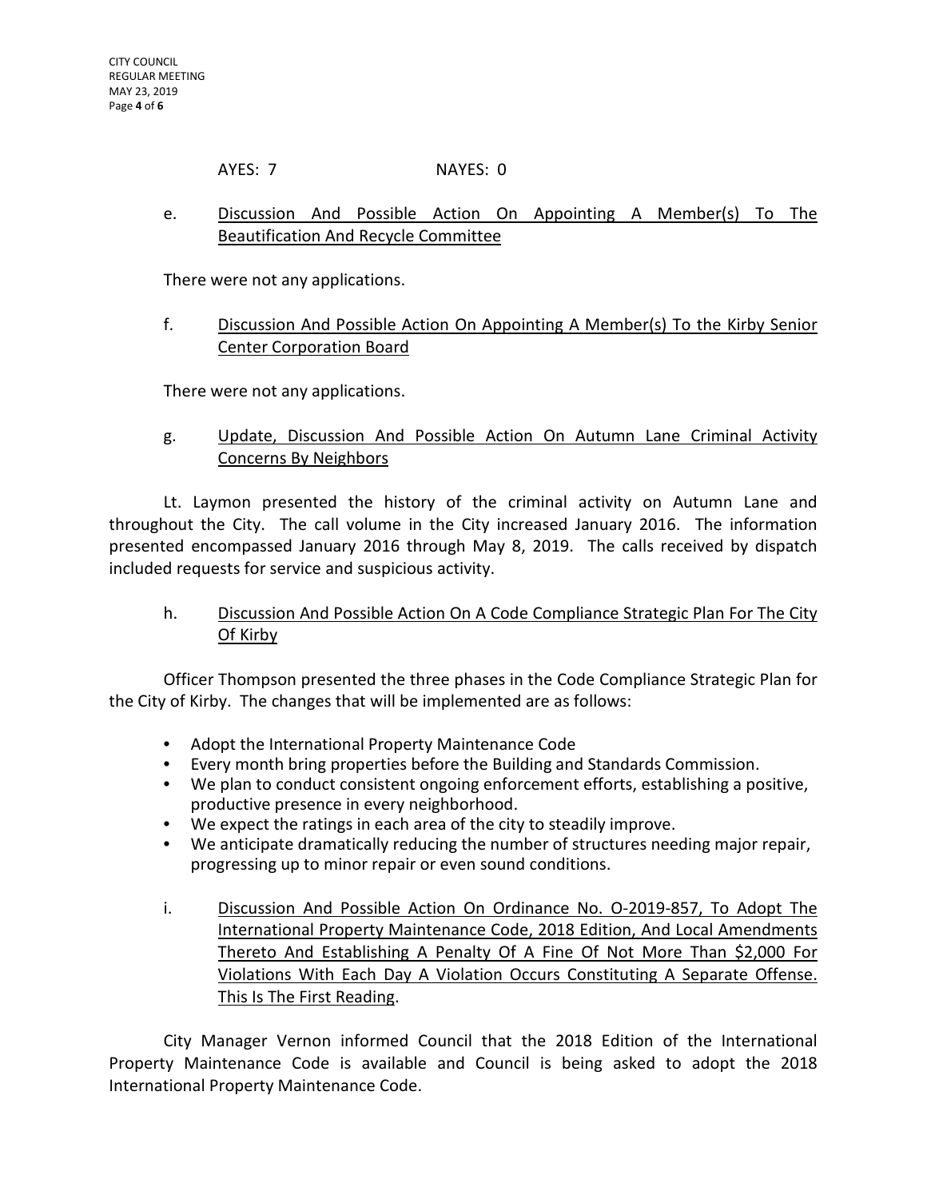AYES: 7 NAYES: 0

e. Discussion And Possible Action On Appointing A Member(s) To The Beautification And Recycle Committee

There were not any applications.

f. Discussion And Possible Action On Appointing A Member(s) To the Kirby Senior Center Corporation Board

There were not any applications.

g. Update, Discussion And Possible Action On Autumn Lane Criminal Activity Concerns By Neighbors

Lt. Laymon presented the history of the criminal activity on Autumn Lane and throughout the City. The call volume in the City increased January 2016. The information presented encompassed January 2016 through May 8, 2019. The calls received by dispatch included requests for service and suspicious activity.

h. Discussion And Possible Action On A Code Compliance Strategic Plan For The City Of Kirby

Officer Thompson presented the three phases in the Code Compliance Strategic Plan for the City of Kirby. The changes that will be implemented are as follows:

- Adopt the International Property Maintenance Code
- Every month bring properties before the Building and Standards Commission.
- We plan to conduct consistent ongoing enforcement efforts, establishing a positive, productive presence in every neighborhood.
- We expect the ratings in each area of the city to steadily improve.
- We anticipate dramatically reducing the number of structures needing major repair, progressing up to minor repair or even sound conditions.

i. Discussion And Possible Action On Ordinance No. O-2019-857, To Adopt The International Property Maintenance Code, 2018 Edition, And Local Amendments Thereto And Establishing A Penalty Of A Fine Of Not More Than $2,000 For Violations With Each Day A Violation Occurs Constituting A Separate Offense. This Is The First Reading.

City Manager Vernon informed Council that the 2018 Edition of the International Property Maintenance Code is available and Council is being asked to adopt the 2018 International Property Maintenance Code.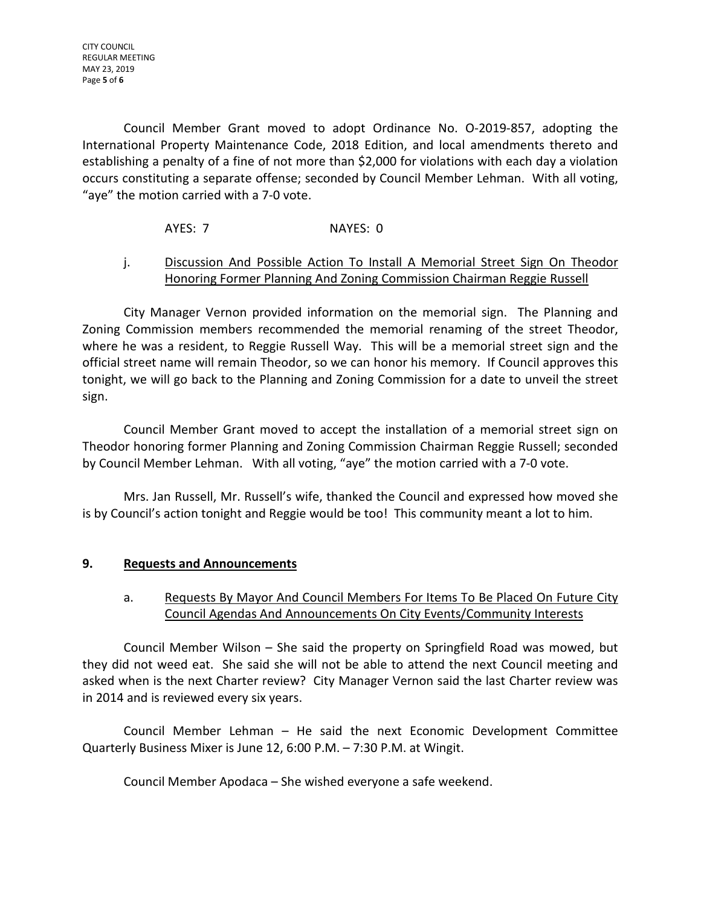Council Member Grant moved to adopt Ordinance No. O-2019-857, adopting the International Property Maintenance Code, 2018 Edition, and local amendments thereto and establishing a penalty of a fine of not more than $2,000 for violations with each day a violation occurs constituting a separate offense; seconded by Council Member Lehman. With all voting, "aye" the motion carried with a 7-0 vote.

AYES: 7 NAYES: 0

j. Discussion And Possible Action To Install A Memorial Street Sign On Theodor Honoring Former Planning And Zoning Commission Chairman Reggie Russell

City Manager Vernon provided information on the memorial sign. The Planning and Zoning Commission members recommended the memorial renaming of the street Theodor, where he was a resident, to Reggie Russell Way. This will be a memorial street sign and the official street name will remain Theodor, so we can honor his memory. If Council approves this tonight, we will go back to the Planning and Zoning Commission for a date to unveil the street sign.

Council Member Grant moved to accept the installation of a memorial street sign on Theodor honoring former Planning and Zoning Commission Chairman Reggie Russell; seconded by Council Member Lehman. With all voting, "aye" the motion carried with a 7-0 vote.

Mrs. Jan Russell, Mr. Russell's wife, thanked the Council and expressed how moved she is by Council's action tonight and Reggie would be too! This community meant a lot to him.

## 9. Requests and Announcements

a. Requests By Mayor And Council Members For Items To Be Placed On Future City Council Agendas And Announcements On City Events/Community Interests

Council Member Wilson – She said the property on Springfield Road was mowed, but they did not weed eat. She said she will not be able to attend the next Council meeting and asked when is the next Charter review? City Manager Vernon said the last Charter review was in 2014 and is reviewed every six years.

Council Member Lehman – He said the next Economic Development Committee Quarterly Business Mixer is June 12, 6:00 P.M. – 7:30 P.M. at Wingit.

Council Member Apodaca – She wished everyone a safe weekend.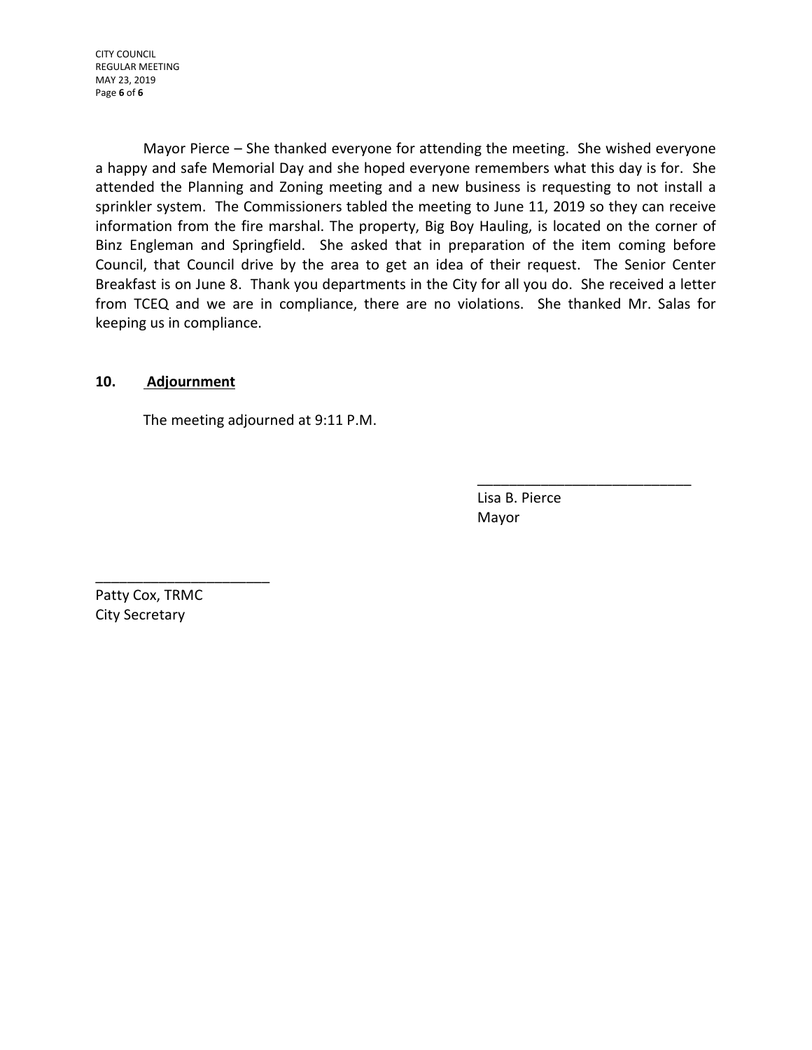Mayor Pierce – She thanked everyone for attending the meeting. She wished everyone a happy and safe Memorial Day and she hoped everyone remembers what this day is for. She attended the Planning and Zoning meeting and a new business is requesting to not install a sprinkler system. The Commissioners tabled the meeting to June 11, 2019 so they can receive information from the fire marshal. The property, Big Boy Hauling, is located on the corner of Binz Engleman and Springfield. She asked that in preparation of the item coming before Council, that Council drive by the area to get an idea of their request. The Senior Center Breakfast is on June 8. Thank you departments in the City for all you do. She received a letter from TCEQ and we are in compliance, there are no violations. She thanked Mr. Salas for keeping us in compliance.

**10. Adjournment**

The meeting adjourned at 9:11 P.M.

___________________________
Lisa B. Pierce
Mayor

______________________
Patty Cox, TRMC
City Secretary